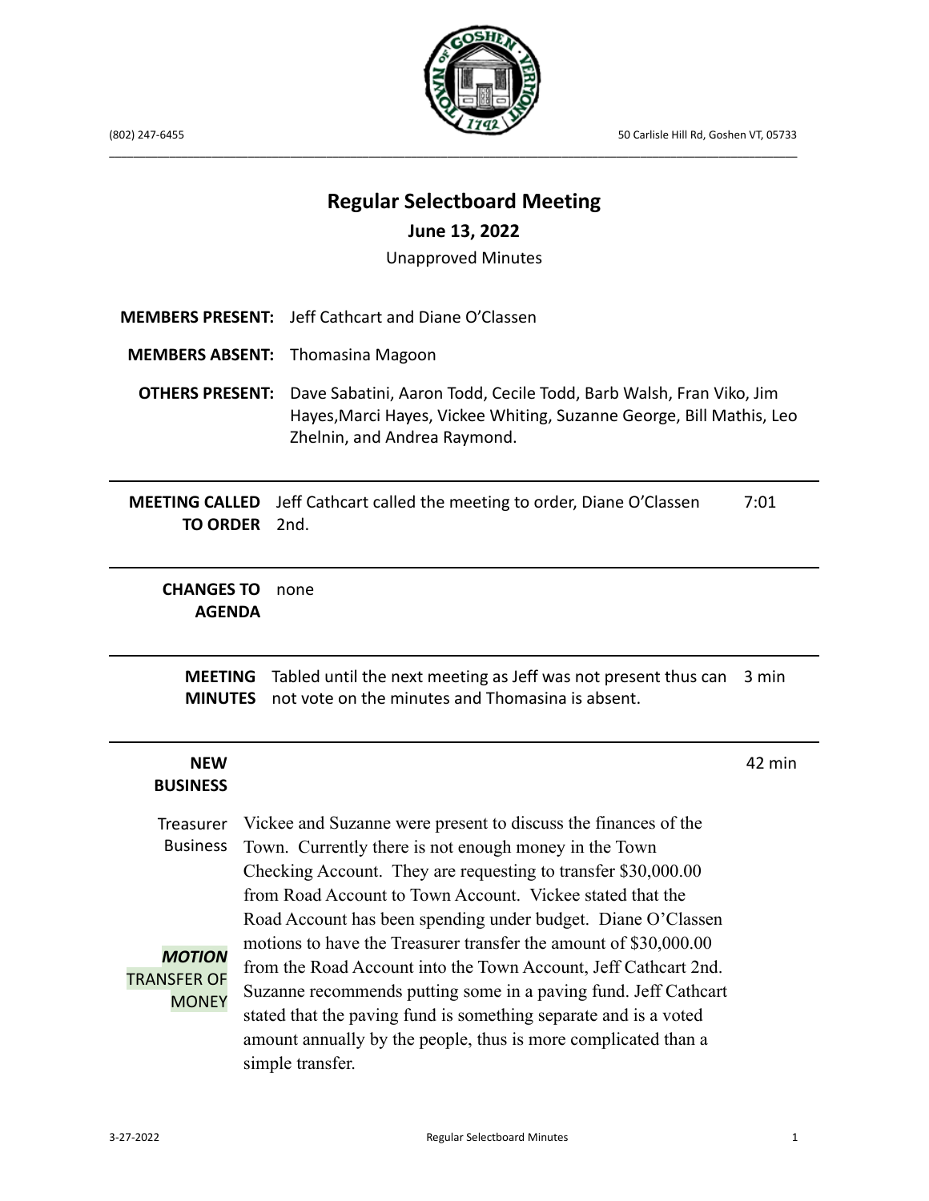(802) 247-6455 50 Carlisle Hill Rd, Goshen VT, 05733

# Regular Selectboard Meeting

## June 13, 2022

Unapproved Minutes

**MEMBERS PRESENT:** Jeff Cathcart and Diane O'Classen

**MEMBERS ABSENT:** Thomasina Magoon

**OTHERS PRESENT:** Dave Sabatini, Aaron Todd, Cecile Todd, Barb Walsh, Fran Viko, Jim Hayes,Marci Hayes, Vickee Whiting, Suzanne George, Bill Mathis, Leo Zhelnin, and Andrea Raymond.

| | | |
|---|---|---|
| **MEETING CALLED TO ORDER** | Jeff Cathcart called the meeting to order, Diane O'Classen 2nd. | 7:01 |
| **CHANGES TO AGENDA** | none | |
| **MEETING MINUTES** | Tabled until the next meeting as Jeff was not present thus can not vote on the minutes and Thomasina is absent. | 3 min |
| **NEW BUSINESS** | | 42 min |

**Treasurer Business**

***MOTION* TRANSFER OF MONEY**

Vickee and Suzanne were present to discuss the finances of the Town. Currently there is not enough money in the Town Checking Account. They are requesting to transfer $30,000.00 from Road Account to Town Account. Vickee stated that the Road Account has been spending under budget. Diane O'Classen motions to have the Treasurer transfer the amount of $30,000.00 from the Road Account into the Town Account, Jeff Cathcart 2nd. Suzanne recommends putting some in a paving fund. Jeff Cathcart stated that the paving fund is something separate and is a voted amount annually by the people, thus is more complicated than a simple transfer.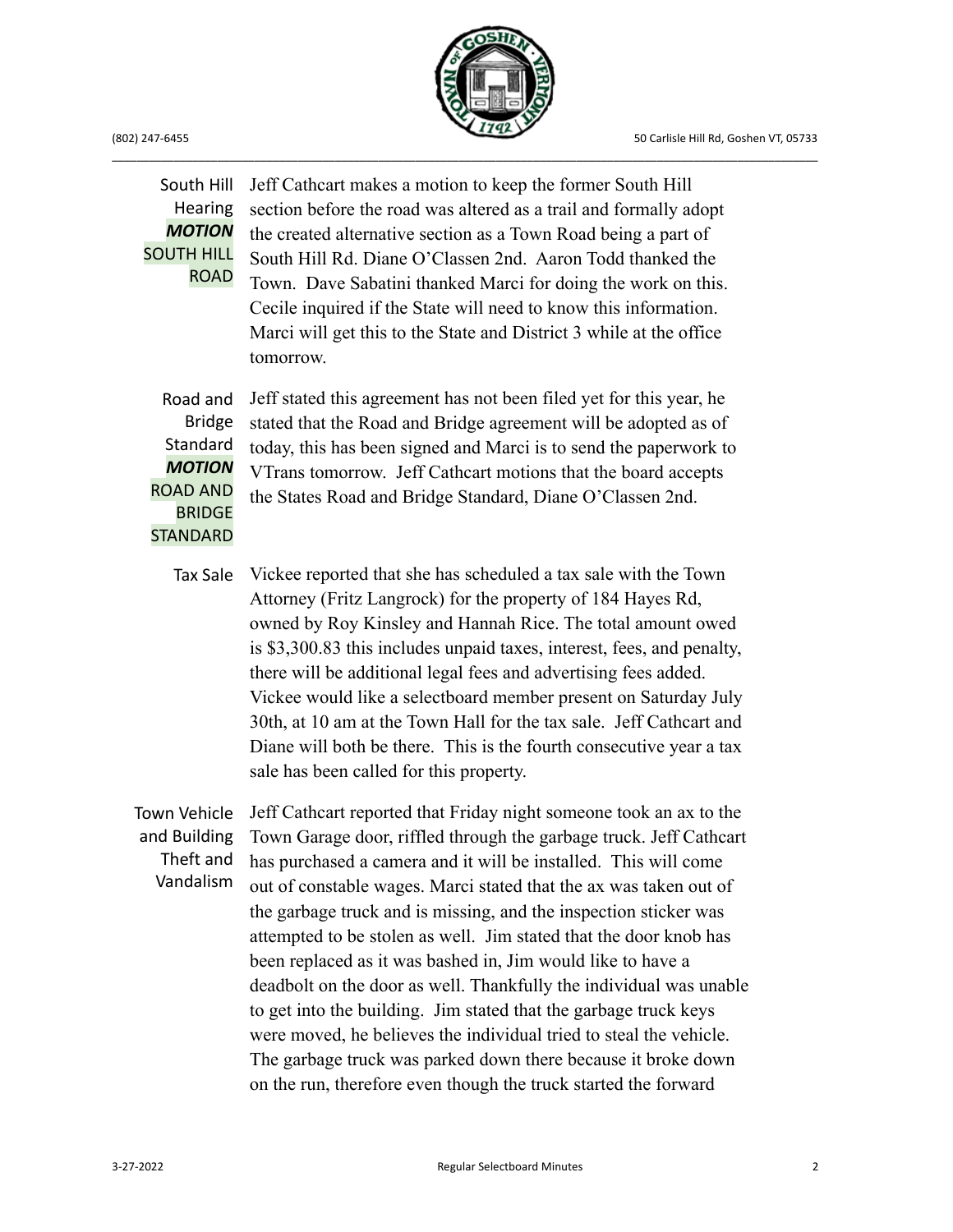**South Hill Hearing *MOTION* SOUTH HILL ROAD**

Jeff Cathcart makes a motion to keep the former South Hill section before the road was altered as a trail and formally adopt the created alternative section as a Town Road being a part of South Hill Rd. Diane O'Classen 2nd. Aaron Todd thanked the Town. Dave Sabatini thanked Marci for doing the work on this. Cecile inquired if the State will need to know this information. Marci will get this to the State and District 3 while at the office tomorrow.

**Road and Bridge Standard *MOTION* ROAD AND BRIDGE STANDARD**

Jeff stated this agreement has not been filed yet for this year, he stated that the Road and Bridge agreement will be adopted as of today, this has been signed and Marci is to send the paperwork to VTrans tomorrow. Jeff Cathcart motions that the board accepts the States Road and Bridge Standard, Diane O'Classen 2nd.

**Tax Sale**

Vickee reported that she has scheduled a tax sale with the Town Attorney (Fritz Langrock) for the property of 184 Hayes Rd, owned by Roy Kinsley and Hannah Rice. The total amount owed is $3,300.83 this includes unpaid taxes, interest, fees, and penalty, there will be additional legal fees and advertising fees added. Vickee would like a selectboard member present on Saturday July 30th, at 10 am at the Town Hall for the tax sale. Jeff Cathcart and Diane will both be there. This is the fourth consecutive year a tax sale has been called for this property.

**Town Vehicle and Building Theft and Vandalism**

Jeff Cathcart reported that Friday night someone took an ax to the Town Garage door, riffled through the garbage truck. Jeff Cathcart has purchased a camera and it will be installed. This will come out of constable wages. Marci stated that the ax was taken out of the garbage truck and is missing, and the inspection sticker was attempted to be stolen as well. Jim stated that the door knob has been replaced as it was bashed in, Jim would like to have a deadbolt on the door as well. Thankfully the individual was unable to get into the building. Jim stated that the garbage truck keys were moved, he believes the individual tried to steal the vehicle. The garbage truck was parked down there because it broke down on the run, therefore even though the truck started the forward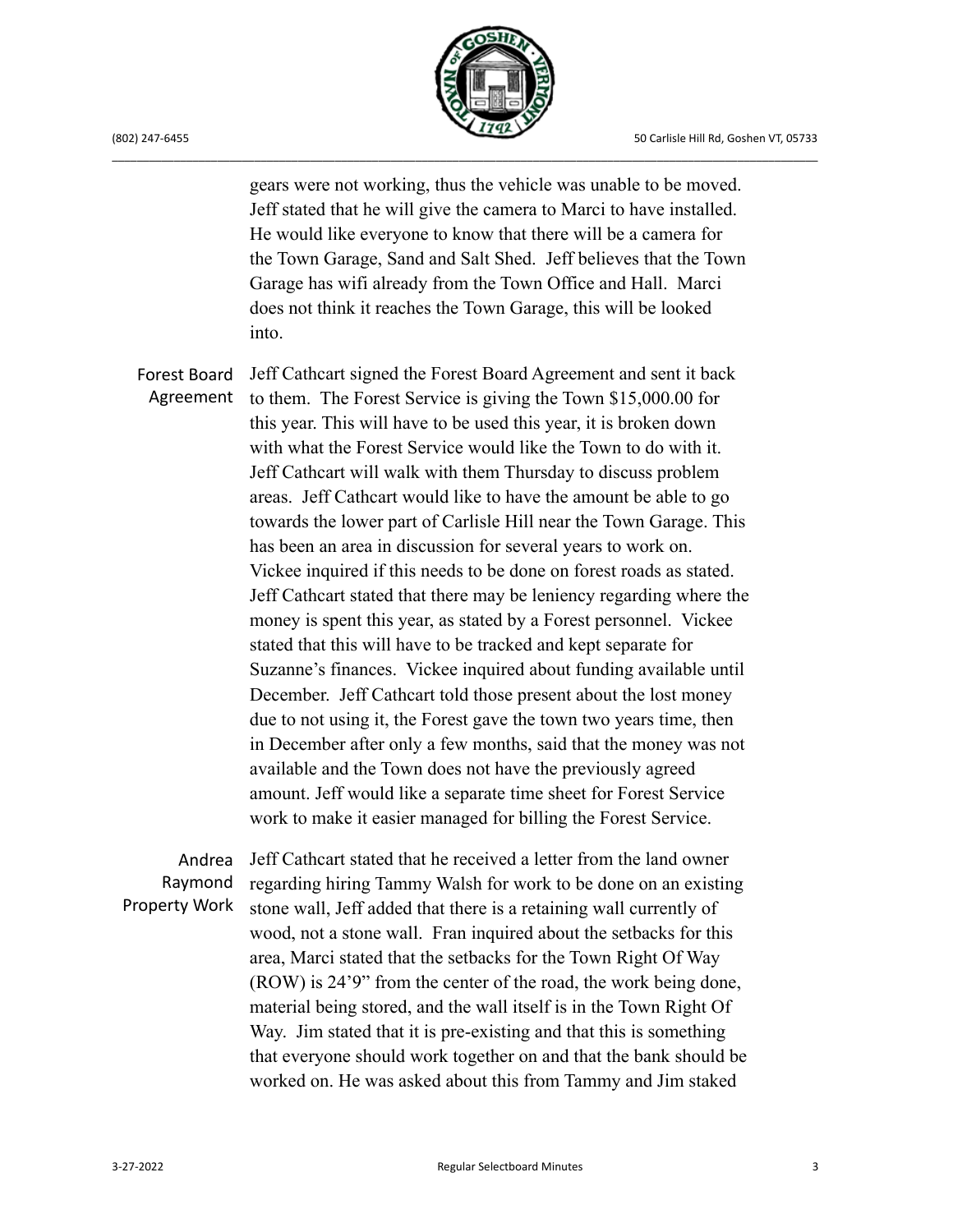gears were not working, thus the vehicle was unable to be moved. Jeff stated that he will give the camera to Marci to have installed. He would like everyone to know that there will be a camera for the Town Garage, Sand and Salt Shed. Jeff believes that the Town Garage has wifi already from the Town Office and Hall. Marci does not think it reaches the Town Garage, this will be looked into.

**Forest Board Agreement**

Jeff Cathcart signed the Forest Board Agreement and sent it back to them. The Forest Service is giving the Town $15,000.00 for this year. This will have to be used this year, it is broken down with what the Forest Service would like the Town to do with it. Jeff Cathcart will walk with them Thursday to discuss problem areas. Jeff Cathcart would like to have the amount be able to go towards the lower part of Carlisle Hill near the Town Garage. This has been an area in discussion for several years to work on. Vickee inquired if this needs to be done on forest roads as stated. Jeff Cathcart stated that there may be leniency regarding where the money is spent this year, as stated by a Forest personnel. Vickee stated that this will have to be tracked and kept separate for Suzanne's finances. Vickee inquired about funding available until December. Jeff Cathcart told those present about the lost money due to not using it, the Forest gave the town two years time, then in December after only a few months, said that the money was not available and the Town does not have the previously agreed amount. Jeff would like a separate time sheet for Forest Service work to make it easier managed for billing the Forest Service.

**Andrea Raymond Property Work**

Jeff Cathcart stated that he received a letter from the land owner regarding hiring Tammy Walsh for work to be done on an existing stone wall, Jeff added that there is a retaining wall currently of wood, not a stone wall. Fran inquired about the setbacks for this area, Marci stated that the setbacks for the Town Right Of Way (ROW) is 24'9" from the center of the road, the work being done, material being stored, and the wall itself is in the Town Right Of Way. Jim stated that it is pre-existing and that this is something that everyone should work together on and that the bank should be worked on. He was asked about this from Tammy and Jim staked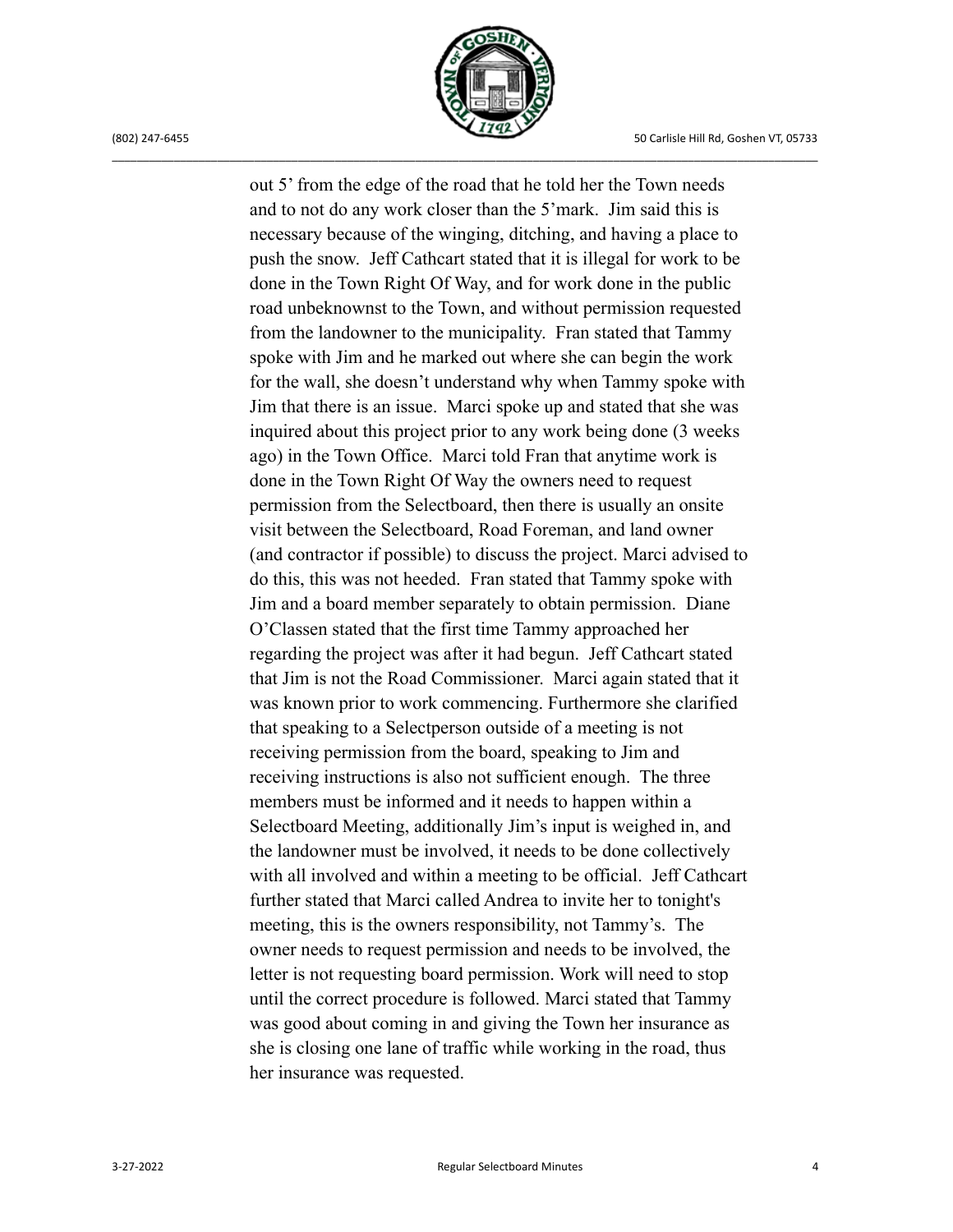out 5' from the edge of the road that he told her the Town needs and to not do any work closer than the 5'mark. Jim said this is necessary because of the winging, ditching, and having a place to push the snow. Jeff Cathcart stated that it is illegal for work to be done in the Town Right Of Way, and for work done in the public road unbeknownst to the Town, and without permission requested from the landowner to the municipality. Fran stated that Tammy spoke with Jim and he marked out where she can begin the work for the wall, she doesn't understand why when Tammy spoke with Jim that there is an issue. Marci spoke up and stated that she was inquired about this project prior to any work being done (3 weeks ago) in the Town Office. Marci told Fran that anytime work is done in the Town Right Of Way the owners need to request permission from the Selectboard, then there is usually an onsite visit between the Selectboard, Road Foreman, and land owner (and contractor if possible) to discuss the project. Marci advised to do this, this was not heeded. Fran stated that Tammy spoke with Jim and a board member separately to obtain permission. Diane O'Classen stated that the first time Tammy approached her regarding the project was after it had begun. Jeff Cathcart stated that Jim is not the Road Commissioner. Marci again stated that it was known prior to work commencing. Furthermore she clarified that speaking to a Selectperson outside of a meeting is not receiving permission from the board, speaking to Jim and receiving instructions is also not sufficient enough. The three members must be informed and it needs to happen within a Selectboard Meeting, additionally Jim's input is weighed in, and the landowner must be involved, it needs to be done collectively with all involved and within a meeting to be official. Jeff Cathcart further stated that Marci called Andrea to invite her to tonight's meeting, this is the owners responsibility, not Tammy's. The owner needs to request permission and needs to be involved, the letter is not requesting board permission. Work will need to stop until the correct procedure is followed. Marci stated that Tammy was good about coming in and giving the Town her insurance as she is closing one lane of traffic while working in the road, thus her insurance was requested.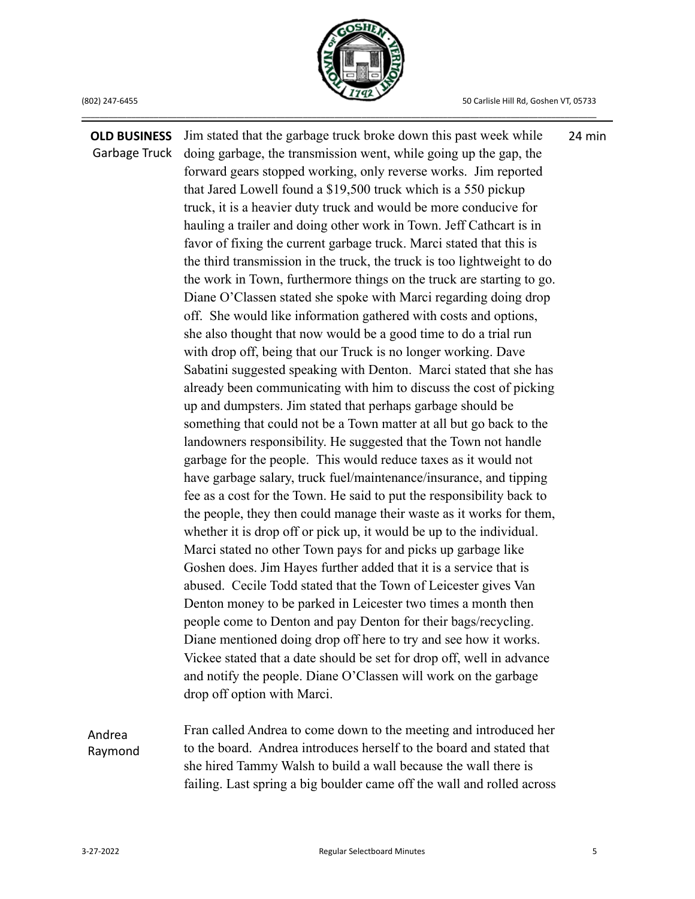**OLD BUSINESS**
Garbage Truck

Jim stated that the garbage truck broke down this past week while doing garbage, the transmission went, while going up the gap, the forward gears stopped working, only reverse works. Jim reported that Jared Lowell found a $19,500 truck which is a 550 pickup truck, it is a heavier duty truck and would be more conducive for hauling a trailer and doing other work in Town. Jeff Cathcart is in favor of fixing the current garbage truck. Marci stated that this is the third transmission in the truck, the truck is too lightweight to do the work in Town, furthermore things on the truck are starting to go. Diane O'Classen stated she spoke with Marci regarding doing drop off. She would like information gathered with costs and options, she also thought that now would be a good time to do a trial run with drop off, being that our Truck is no longer working. Dave Sabatini suggested speaking with Denton. Marci stated that she has already been communicating with him to discuss the cost of picking up and dumpsters. Jim stated that perhaps garbage should be something that could not be a Town matter at all but go back to the landowners responsibility. He suggested that the Town not handle garbage for the people. This would reduce taxes as it would not have garbage salary, truck fuel/maintenance/insurance, and tipping fee as a cost for the Town. He said to put the responsibility back to the people, they then could manage their waste as it works for them, whether it is drop off or pick up, it would be up to the individual. Marci stated no other Town pays for and picks up garbage like Goshen does. Jim Hayes further added that it is a service that is abused. Cecile Todd stated that the Town of Leicester gives Van Denton money to be parked in Leicester two times a month then people come to Denton and pay Denton for their bags/recycling. Diane mentioned doing drop off here to try and see how it works. Vickee stated that a date should be set for drop off, well in advance and notify the people. Diane O'Classen will work on the garbage drop off option with Marci.

24 min

Andrea Raymond

Fran called Andrea to come down to the meeting and introduced her to the board. Andrea introduces herself to the board and stated that she hired Tammy Walsh to build a wall because the wall there is failing. Last spring a big boulder came off the wall and rolled across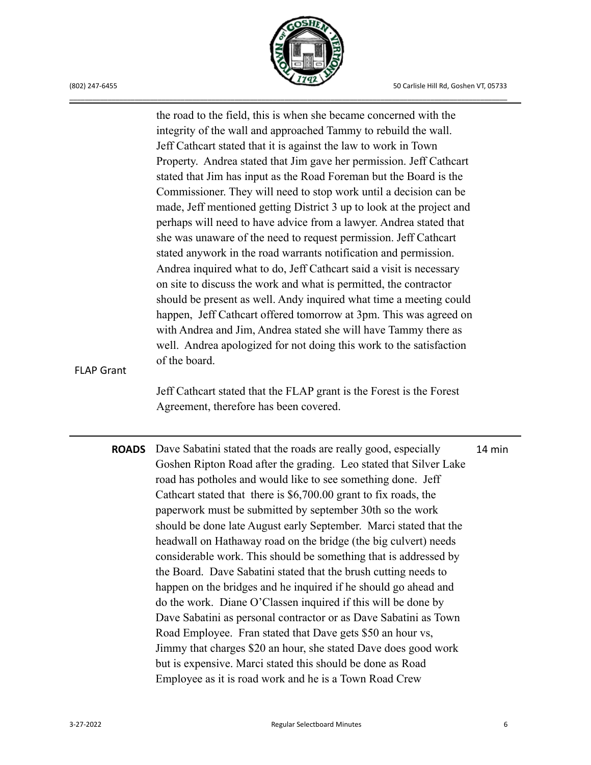the road to the field, this is when she became concerned with the integrity of the wall and approached Tammy to rebuild the wall. Jeff Cathcart stated that it is against the law to work in Town Property. Andrea stated that Jim gave her permission. Jeff Cathcart stated that Jim has input as the Road Foreman but the Board is the Commissioner. They will need to stop work until a decision can be made, Jeff mentioned getting District 3 up to look at the project and perhaps will need to have advice from a lawyer. Andrea stated that she was unaware of the need to request permission. Jeff Cathcart stated anywork in the road warrants notification and permission. Andrea inquired what to do, Jeff Cathcart said a visit is necessary on site to discuss the work and what is permitted, the contractor should be present as well. Andy inquired what time a meeting could happen, Jeff Cathcart offered tomorrow at 3pm. This was agreed on with Andrea and Jim, Andrea stated she will have Tammy there as well. Andrea apologized for not doing this work to the satisfaction of the board.

FLAP Grant

Jeff Cathcart stated that the FLAP grant is the Forest is the Forest Agreement, therefore has been covered.

---

**ROADS** — 14 min

Dave Sabatini stated that the roads are really good, especially Goshen Ripton Road after the grading. Leo stated that Silver Lake road has potholes and would like to see something done. Jeff Cathcart stated that there is $6,700.00 grant to fix roads, the paperwork must be submitted by september 30th so the work should be done late August early September. Marci stated that the headwall on Hathaway road on the bridge (the big culvert) needs considerable work. This should be something that is addressed by the Board. Dave Sabatini stated that the brush cutting needs to happen on the bridges and he inquired if he should go ahead and do the work. Diane O'Classen inquired if this will be done by Dave Sabatini as personal contractor or as Dave Sabatini as Town Road Employee. Fran stated that Dave gets $50 an hour vs, Jimmy that charges $20 an hour, she stated Dave does good work but is expensive. Marci stated this should be done as Road Employee as it is road work and he is a Town Road Crew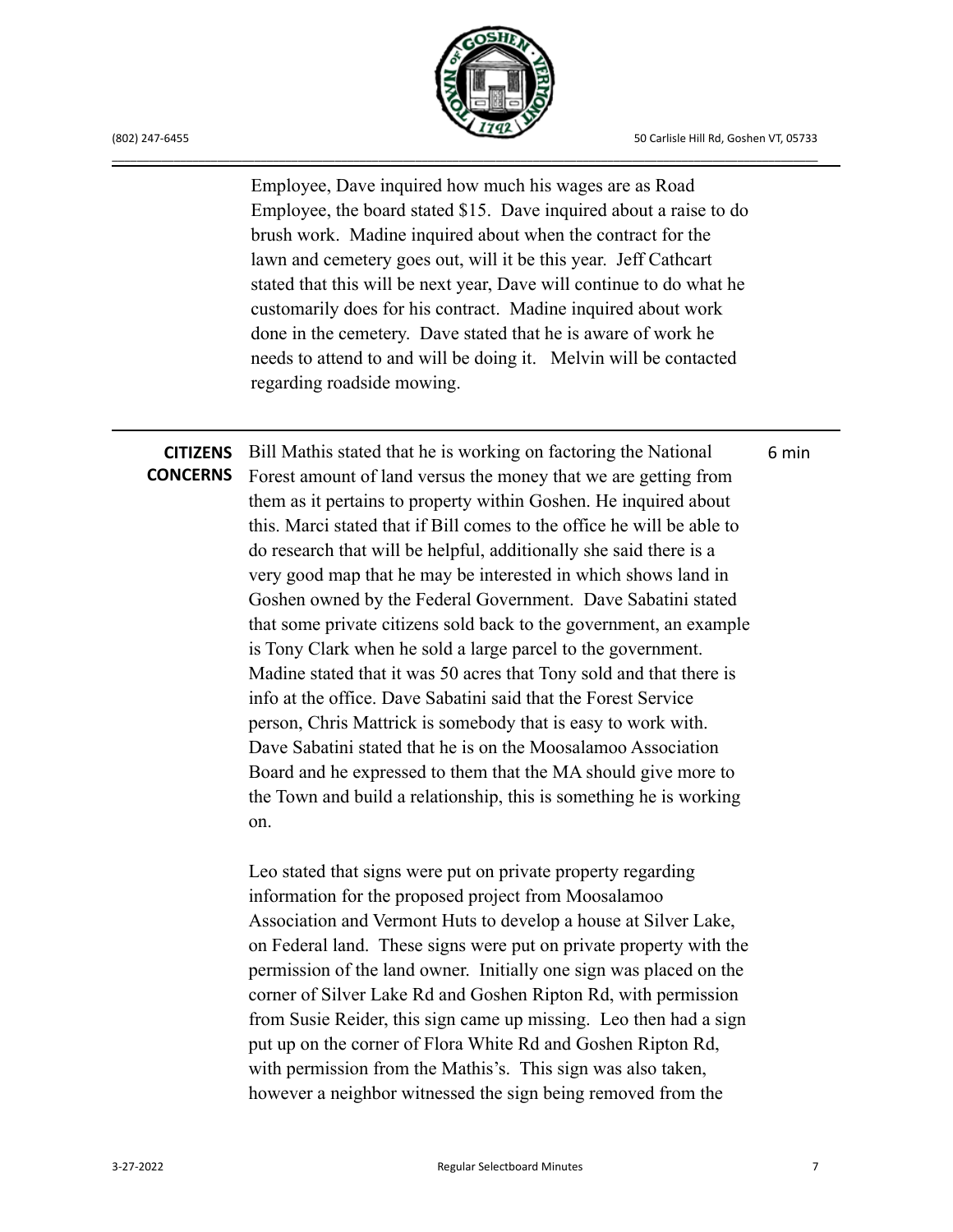Employee, Dave inquired how much his wages are as Road Employee, the board stated $15. Dave inquired about a raise to do brush work. Madine inquired about when the contract for the lawn and cemetery goes out, will it be this year. Jeff Cathcart stated that this will be next year, Dave will continue to do what he customarily does for his contract. Madine inquired about work done in the cemetery. Dave stated that he is aware of work he needs to attend to and will be doing it. Melvin will be contacted regarding roadside mowing.

---

**CITIZENS CONCERNS** — 6 min

Bill Mathis stated that he is working on factoring the National Forest amount of land versus the money that we are getting from them as it pertains to property within Goshen. He inquired about this. Marci stated that if Bill comes to the office he will be able to do research that will be helpful, additionally she said there is a very good map that he may be interested in which shows land in Goshen owned by the Federal Government. Dave Sabatini stated that some private citizens sold back to the government, an example is Tony Clark when he sold a large parcel to the government. Madine stated that it was 50 acres that Tony sold and that there is info at the office. Dave Sabatini said that the Forest Service person, Chris Mattrick is somebody that is easy to work with. Dave Sabatini stated that he is on the Moosalamoo Association Board and he expressed to them that the MA should give more to the Town and build a relationship, this is something he is working on.

Leo stated that signs were put on private property regarding information for the proposed project from Moosalamoo Association and Vermont Huts to develop a house at Silver Lake, on Federal land. These signs were put on private property with the permission of the land owner. Initially one sign was placed on the corner of Silver Lake Rd and Goshen Ripton Rd, with permission from Susie Reider, this sign came up missing. Leo then had a sign put up on the corner of Flora White Rd and Goshen Ripton Rd, with permission from the Mathis's. This sign was also taken, however a neighbor witnessed the sign being removed from the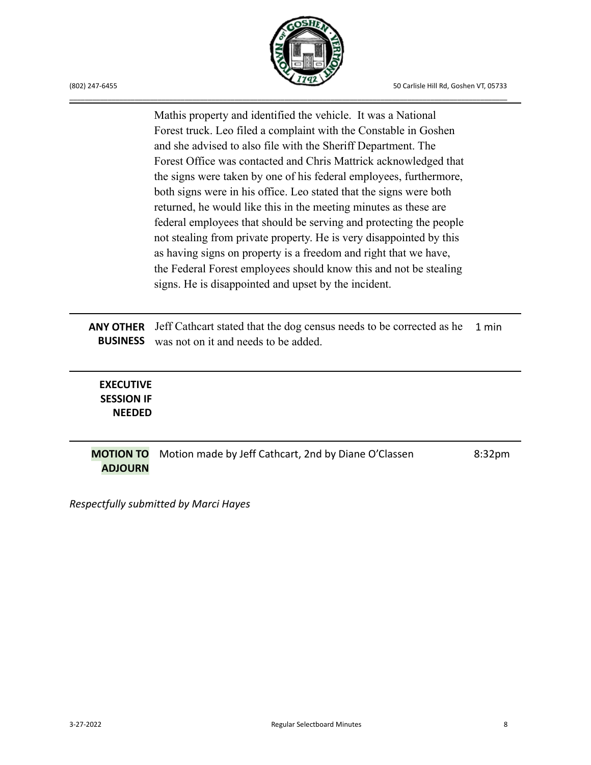| | | |
|---|---|---|
| | Mathis property and identified the vehicle. It was a National Forest truck. Leo filed a complaint with the Constable in Goshen and she advised to also file with the Sheriff Department. The Forest Office was contacted and Chris Mattrick acknowledged that the signs were taken by one of his federal employees, furthermore, both signs were in his office. Leo stated that the signs were both returned, he would like this in the meeting minutes as these are federal employees that should be serving and protecting the people not stealing from private property. He is very disappointed by this as having signs on property is a freedom and right that we have, the Federal Forest employees should know this and not be stealing signs. He is disappointed and upset by the incident. | |
| **ANY OTHER BUSINESS** | Jeff Cathcart stated that the dog census needs to be corrected as he was not on it and needs to be added. | 1 min |
| **EXECUTIVE SESSION IF NEEDED** | | |
| **MOTION TO ADJOURN** | Motion made by Jeff Cathcart, 2nd by Diane O'Classen | 8:32pm |

*Respectfully submitted by Marci Hayes*